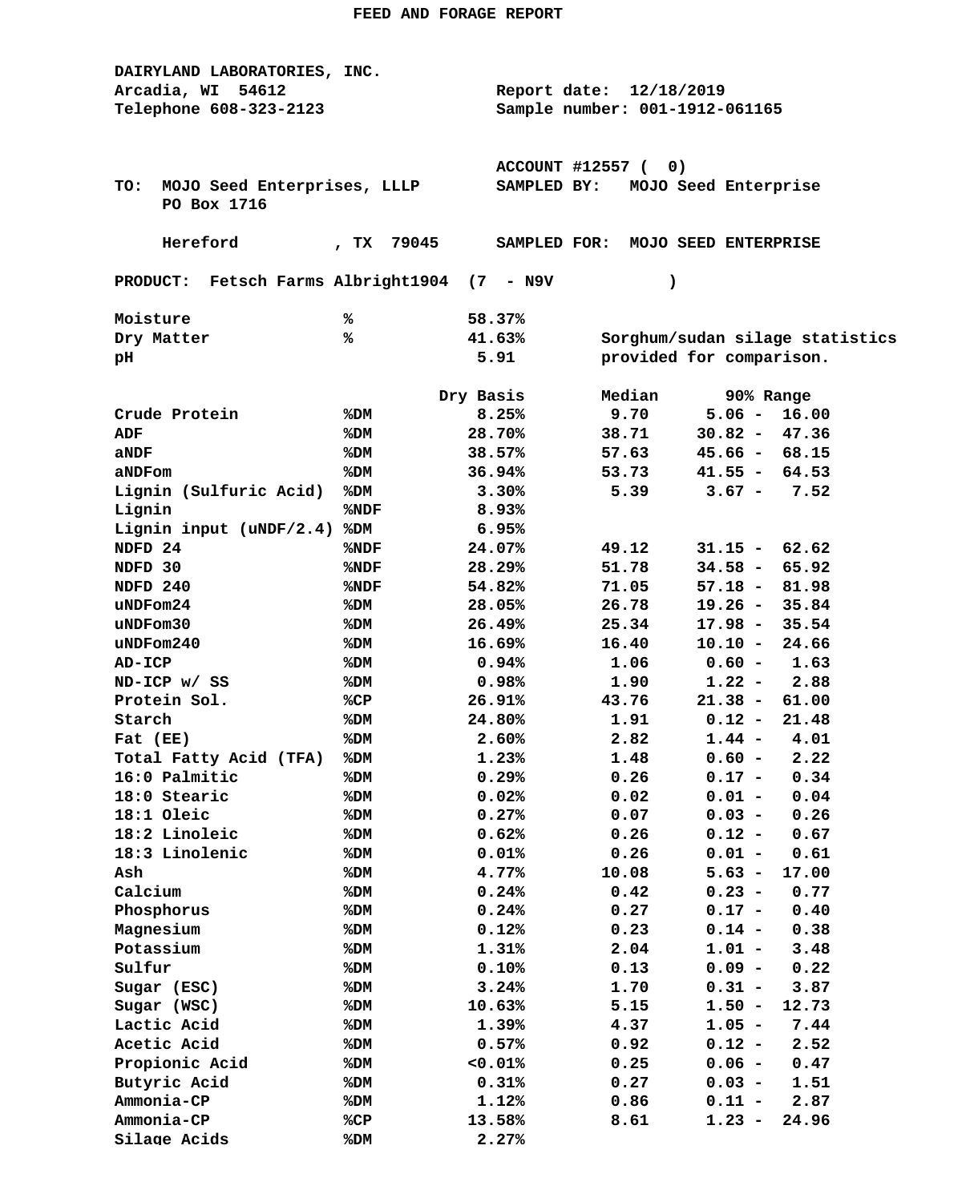# FEED AND FORAGE REPORT

**DAIRYLAND LABORATORIES, INC.**
Arcadia, WI 54612
Telephone 608-323-2123

Report date: 12/18/2019
Sample number: 001-1912-061165

ACCOUNT #12557 ( 0)

TO: MOJO Seed Enterprises, LLLP
PO Box 1716
Hereford , TX 79045

SAMPLED BY: MOJO Seed Enterprise
SAMPLED FOR: MOJO SEED ENTERPRISE

PRODUCT: Fetsch Farms Albright1904 (7 - N9V )

| | | | |
|---|---|---|---|
| Moisture | % | 58.37% | |
| Dry Matter | % | 41.63% | Sorghum/sudan silage statistics |
| pH | | 5.91 | provided for comparison. |

| | | Dry Basis | Median | 90% Range |
|---|---|---|---|---|
| Crude Protein | %DM | 8.25% | 9.70 | 5.06 - 16.00 |
| ADF | %DM | 28.70% | 38.71 | 30.82 - 47.36 |
| aNDF | %DM | 38.57% | 57.63 | 45.66 - 68.15 |
| aNDFom | %DM | 36.94% | 53.73 | 41.55 - 64.53 |
| Lignin (Sulfuric Acid) | %DM | 3.30% | 5.39 | 3.67 - 7.52 |
| Lignin | %NDF | 8.93% | | |
| Lignin input (uNDF/2.4) | %DM | 6.95% | | |
| NDFD 24 | %NDF | 24.07% | 49.12 | 31.15 - 62.62 |
| NDFD 30 | %NDF | 28.29% | 51.78 | 34.58 - 65.92 |
| NDFD 240 | %NDF | 54.82% | 71.05 | 57.18 - 81.98 |
| uNDFom24 | %DM | 28.05% | 26.78 | 19.26 - 35.84 |
| uNDFom30 | %DM | 26.49% | 25.34 | 17.98 - 35.54 |
| uNDFom240 | %DM | 16.69% | 16.40 | 10.10 - 24.66 |
| AD-ICP | %DM | 0.94% | 1.06 | 0.60 - 1.63 |
| ND-ICP w/ SS | %DM | 0.98% | 1.90 | 1.22 - 2.88 |
| Protein Sol. | %CP | 26.91% | 43.76 | 21.38 - 61.00 |
| Starch | %DM | 24.80% | 1.91 | 0.12 - 21.48 |
| Fat (EE) | %DM | 2.60% | 2.82 | 1.44 - 4.01 |
| Total Fatty Acid (TFA) | %DM | 1.23% | 1.48 | 0.60 - 2.22 |
| 16:0 Palmitic | %DM | 0.29% | 0.26 | 0.17 - 0.34 |
| 18:0 Stearic | %DM | 0.02% | 0.02 | 0.01 - 0.04 |
| 18:1 Oleic | %DM | 0.27% | 0.07 | 0.03 - 0.26 |
| 18:2 Linoleic | %DM | 0.62% | 0.26 | 0.12 - 0.67 |
| 18:3 Linolenic | %DM | 0.01% | 0.26 | 0.01 - 0.61 |
| Ash | %DM | 4.77% | 10.08 | 5.63 - 17.00 |
| Calcium | %DM | 0.24% | 0.42 | 0.23 - 0.77 |
| Phosphorus | %DM | 0.24% | 0.27 | 0.17 - 0.40 |
| Magnesium | %DM | 0.12% | 0.23 | 0.14 - 0.38 |
| Potassium | %DM | 1.31% | 2.04 | 1.01 - 3.48 |
| Sulfur | %DM | 0.10% | 0.13 | 0.09 - 0.22 |
| Sugar (ESC) | %DM | 3.24% | 1.70 | 0.31 - 3.87 |
| Sugar (WSC) | %DM | 10.63% | 5.15 | 1.50 - 12.73 |
| Lactic Acid | %DM | 1.39% | 4.37 | 1.05 - 7.44 |
| Acetic Acid | %DM | 0.57% | 0.92 | 0.12 - 2.52 |
| Propionic Acid | %DM | <0.01% | 0.25 | 0.06 - 0.47 |
| Butyric Acid | %DM | 0.31% | 0.27 | 0.03 - 1.51 |
| Ammonia-CP | %DM | 1.12% | 0.86 | 0.11 - 2.87 |
| Ammonia-CP | %CP | 13.58% | 8.61 | 1.23 - 24.96 |
| Silage Acids | %DM | 2.27% | | |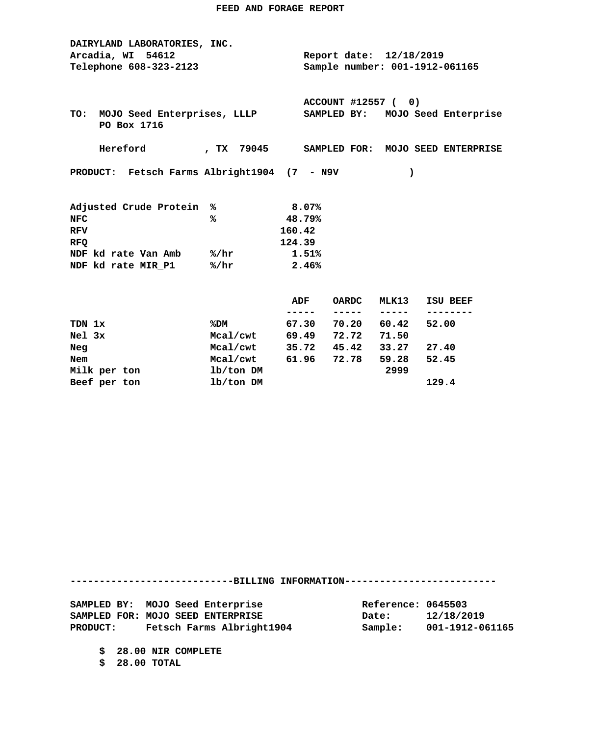# FEED AND FORAGE REPORT

**DAIRYLAND LABORATORIES, INC.**
Arcadia, WI 54612
Telephone 608-323-2123

Report date: 12/18/2019
Sample number: 001-1912-061165

ACCOUNT #12557 ( 0)

TO: MOJO Seed Enterprises, LLLP
PO Box 1716

Hereford , TX 79045

SAMPLED BY: MOJO Seed Enterprise

SAMPLED FOR: MOJO SEED ENTERPRISE

PRODUCT: Fetsch Farms Albright1904 (7 - N9V )

| | | |
|---|---|---|
| Adjusted Crude Protein | % | 8.07% |
| NFC | % | 48.79% |
| RFV | | 160.42 |
| RFQ | | 124.39 |
| NDF kd rate Van Amb | %/hr | 1.51% |
| NDF kd rate MIR_P1 | %/hr | 2.46% |

| | | ADF | OARDC | MLK13 | ISU BEEF |
|---|---|---|---|---|---|
| TDN 1x | %DM | 67.30 | 70.20 | 60.42 | 52.00 |
| Nel 3x | Mcal/cwt | 69.49 | 72.72 | 71.50 | |
| Neg | Mcal/cwt | 35.72 | 45.42 | 33.27 | 27.40 |
| Nem | Mcal/cwt | 61.96 | 72.78 | 59.28 | 52.45 |
| Milk per ton | lb/ton DM | | | 2999 | |
| Beef per ton | lb/ton DM | | | | 129.4 |

---------------------------BILLING INFORMATION-------------------------

SAMPLED BY: MOJO Seed Enterprise
SAMPLED FOR: MOJO SEED ENTERPRISE
PRODUCT: Fetsch Farms Albright1904

Reference: 0645503
Date: 12/18/2019
Sample: 001-1912-061165

$ 28.00 NIR COMPLETE
$ 28.00 TOTAL